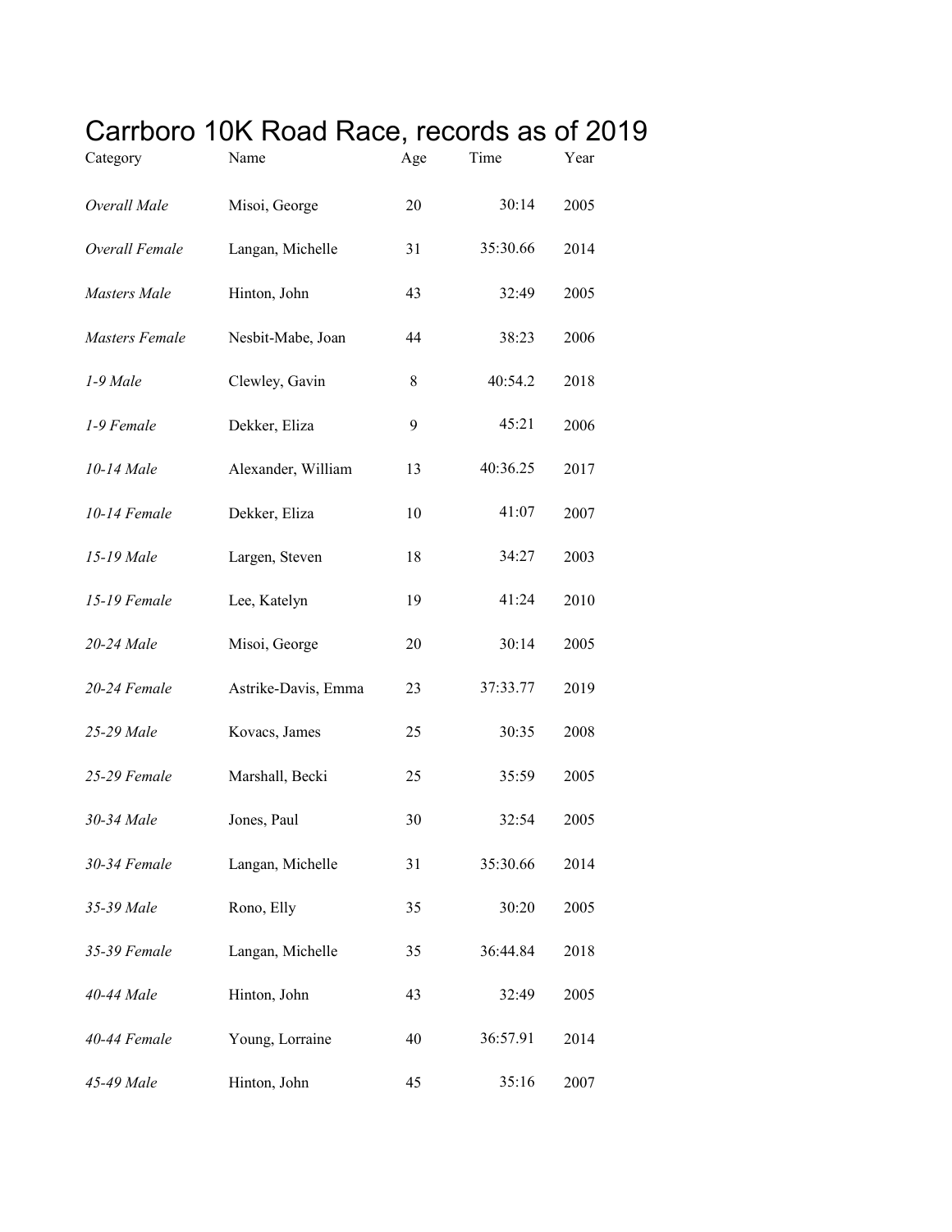# Carrboro 10K Road Race, records as of 2019

| Category | Name | Age | Time | Year |
|---|---|---|---|---|
| *Overall Male* | Misoi, George | 20 | 30:14 | 2005 |
| *Overall Female* | Langan, Michelle | 31 | 35:30.66 | 2014 |
| *Masters Male* | Hinton, John | 43 | 32:49 | 2005 |
| *Masters Female* | Nesbit-Mabe, Joan | 44 | 38:23 | 2006 |
| *1-9 Male* | Clewley, Gavin | 8 | 40:54.2 | 2018 |
| *1-9 Female* | Dekker, Eliza | 9 | 45:21 | 2006 |
| *10-14 Male* | Alexander, William | 13 | 40:36.25 | 2017 |
| *10-14 Female* | Dekker, Eliza | 10 | 41:07 | 2007 |
| *15-19 Male* | Largen, Steven | 18 | 34:27 | 2003 |
| *15-19 Female* | Lee, Katelyn | 19 | 41:24 | 2010 |
| *20-24 Male* | Misoi, George | 20 | 30:14 | 2005 |
| *20-24 Female* | Astrike-Davis, Emma | 23 | 37:33.77 | 2019 |
| *25-29 Male* | Kovacs, James | 25 | 30:35 | 2008 |
| *25-29 Female* | Marshall, Becki | 25 | 35:59 | 2005 |
| *30-34 Male* | Jones, Paul | 30 | 32:54 | 2005 |
| *30-34 Female* | Langan, Michelle | 31 | 35:30.66 | 2014 |
| *35-39 Male* | Rono, Elly | 35 | 30:20 | 2005 |
| *35-39 Female* | Langan, Michelle | 35 | 36:44.84 | 2018 |
| *40-44 Male* | Hinton, John | 43 | 32:49 | 2005 |
| *40-44 Female* | Young, Lorraine | 40 | 36:57.91 | 2014 |
| *45-49 Male* | Hinton, John | 45 | 35:16 | 2007 |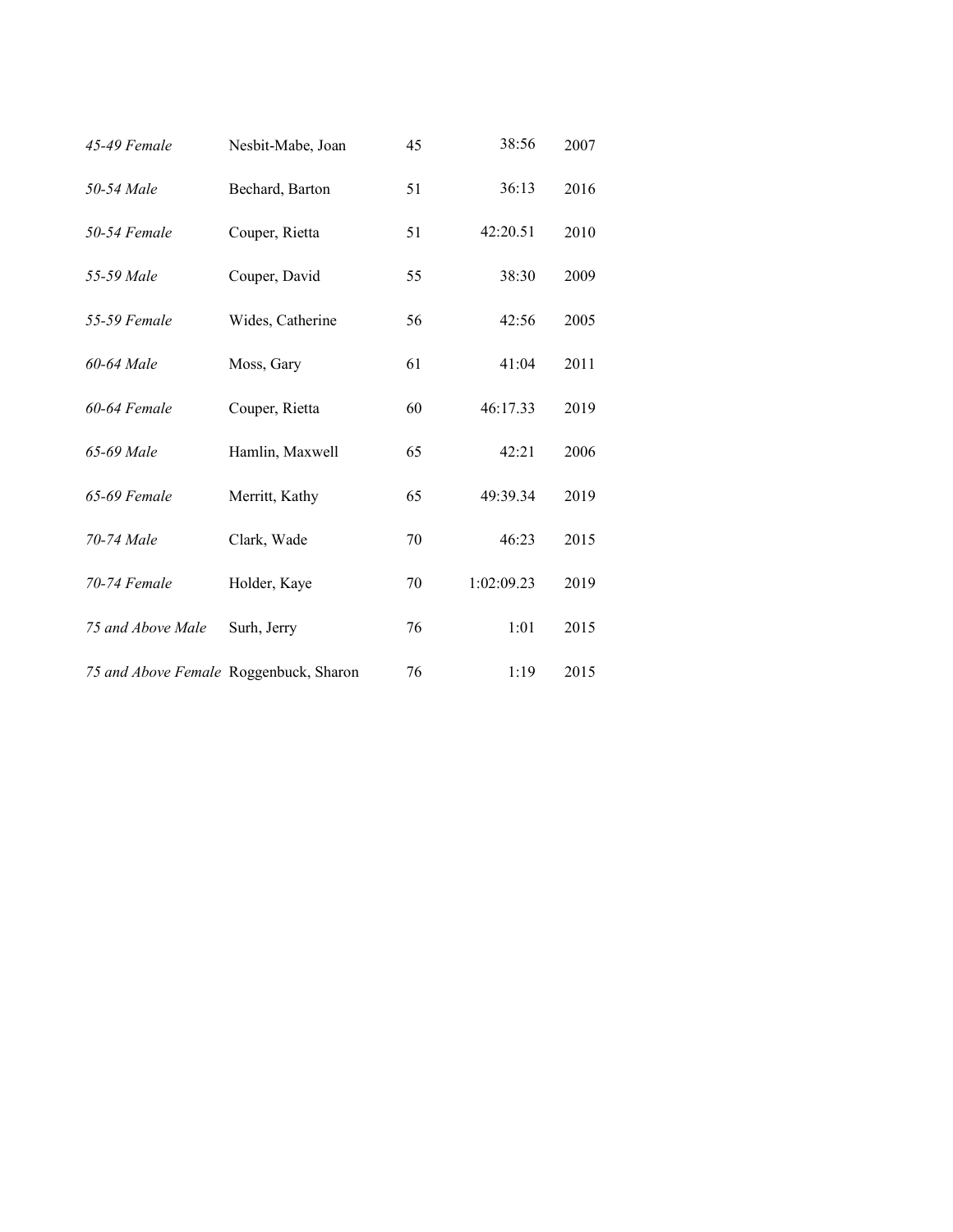| | | | | |
|---|---|---|---|---|
| *45-49 Female* | Nesbit-Mabe, Joan | 45 | 38:56 | 2007 |
| *50-54 Male* | Bechard, Barton | 51 | 36:13 | 2016 |
| *50-54 Female* | Couper, Rietta | 51 | 42:20.51 | 2010 |
| *55-59 Male* | Couper, David | 55 | 38:30 | 2009 |
| *55-59 Female* | Wides, Catherine | 56 | 42:56 | 2005 |
| *60-64 Male* | Moss, Gary | 61 | 41:04 | 2011 |
| *60-64 Female* | Couper, Rietta | 60 | 46:17.33 | 2019 |
| *65-69 Male* | Hamlin, Maxwell | 65 | 42:21 | 2006 |
| *65-69 Female* | Merritt, Kathy | 65 | 49:39.34 | 2019 |
| *70-74 Male* | Clark, Wade | 70 | 46:23 | 2015 |
| *70-74 Female* | Holder, Kaye | 70 | 1:02:09.23 | 2019 |
| *75 and Above Male* | Surh, Jerry | 76 | 1:01 | 2015 |
| *75 and Above Female* | Roggenbuck, Sharon | 76 | 1:19 | 2015 |